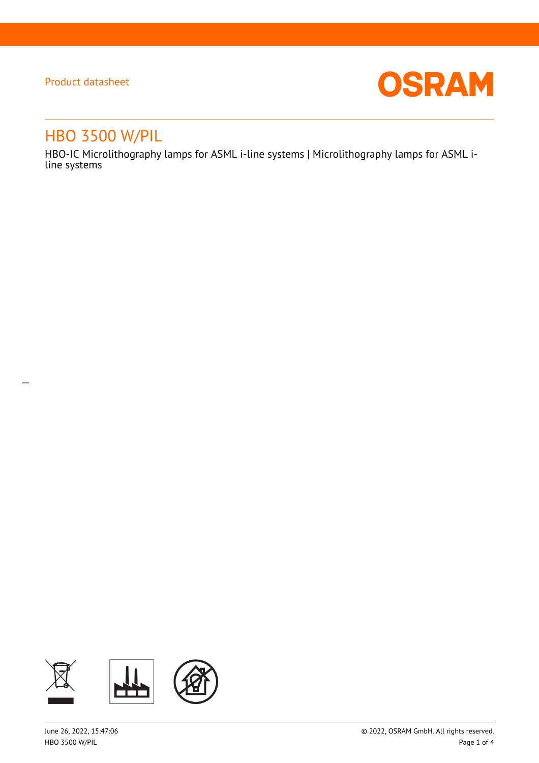Product datasheet

# HBO 3500 W/PIL

HBO-IC Microlithography lamps for ASML i-line systems | Microlithography lamps for ASML i-line systems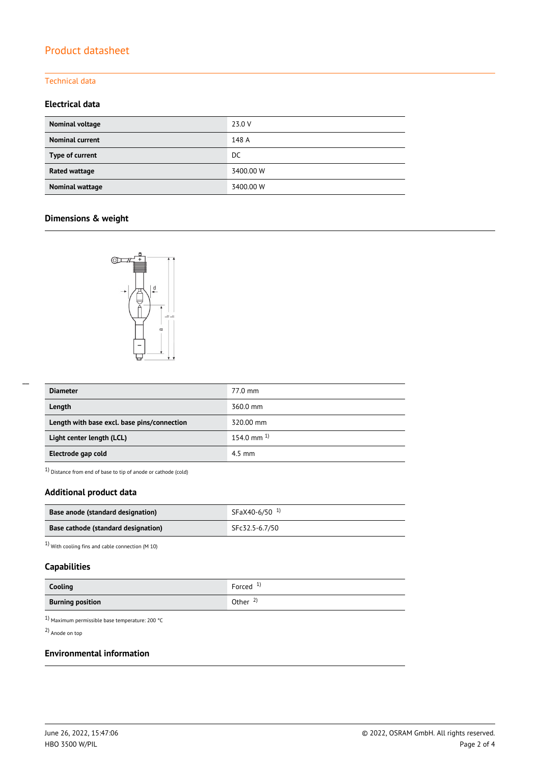# Product datasheet

## Technical data

### Electrical data

| | |
|---|---|
| **Nominal voltage** | 23.0 V |
| **Nominal current** | 148 A |
| **Type of current** | DC |
| **Rated wattage** | 3400.00 W |
| **Nominal wattage** | 3400.00 W |

### Dimensions & weight

| | |
|---|---|
| **Diameter** | 77.0 mm |
| **Length** | 360.0 mm |
| **Length with base excl. base pins/connection** | 320.00 mm |
| **Light center length (LCL)** | 154.0 mm [1] |
| **Electrode gap cold** | 4.5 mm |

[1] Distance from end of base to tip of anode or cathode (cold)

### Additional product data

| | |
|---|---|
| **Base anode (standard designation)** | SFaX40-6/50 [1] |
| **Base cathode (standard designation)** | SFc32.5-6.7/50 |

[1] With cooling fins and cable connection (M 10)

### Capabilities

| | |
|---|---|
| **Cooling** | Forced [1] |
| **Burning position** | Other [2] |

[1] Maximum permissible base temperature: 200 °C

[2] Anode on top

### Environmental information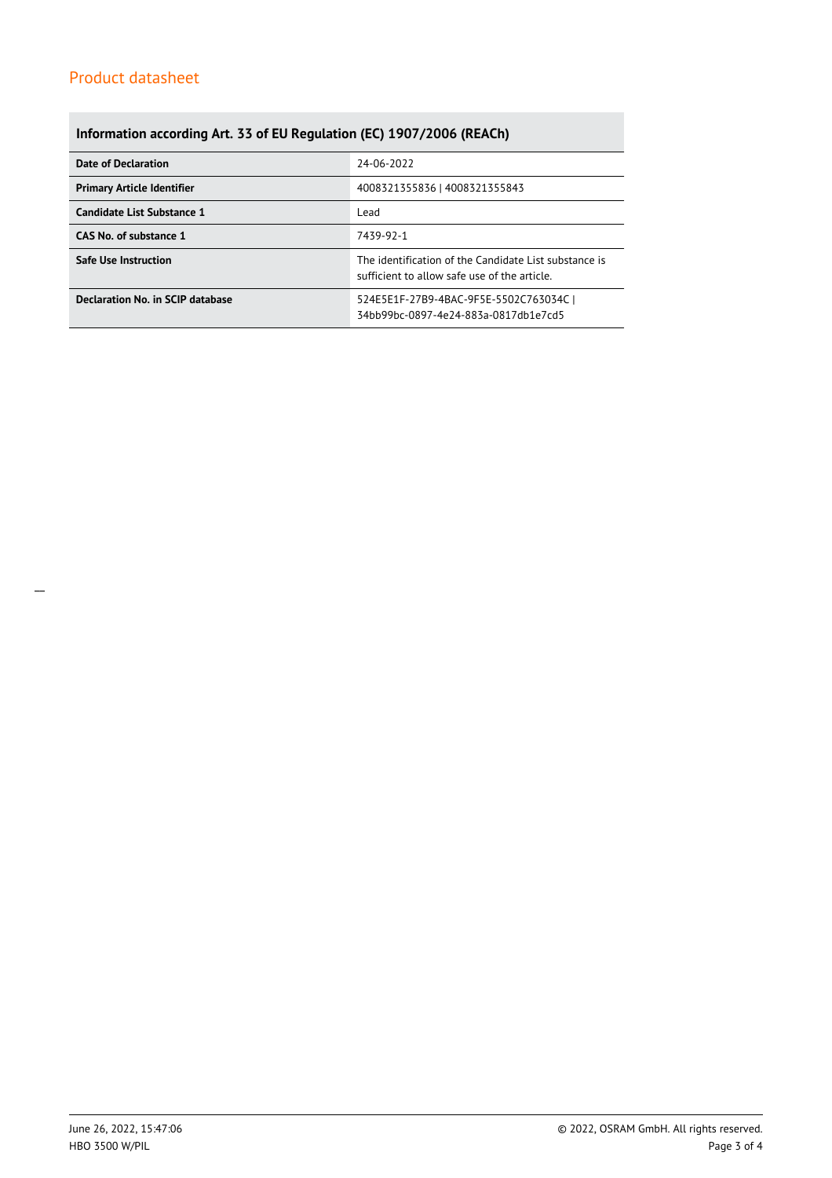## Information according Art. 33 of EU Regulation (EC) 1907/2006 (REACh)

| | |
|---|---|
| **Date of Declaration** | 24-06-2022 |
| **Primary Article Identifier** | 4008321355836 \| 4008321355843 |
| **Candidate List Substance 1** | Lead |
| **CAS No. of substance 1** | 7439-92-1 |
| **Safe Use Instruction** | The identification of the Candidate List substance is sufficient to allow safe use of the article. |
| **Declaration No. in SCIP database** | 524E5E1F-27B9-4BAC-9F5E-5502C763034C \| 34bb99bc-0897-4e24-883a-0817db1e7cd5 |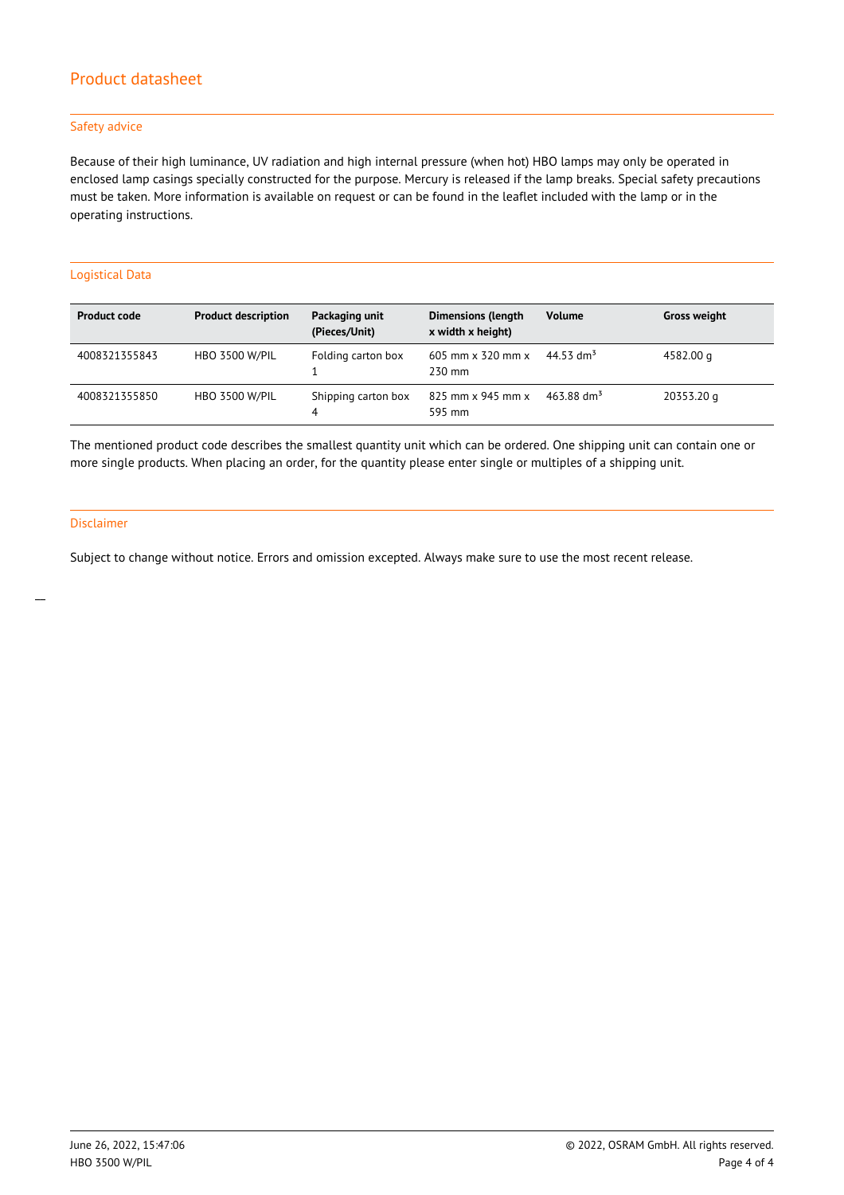# Product datasheet

## Safety advice

Because of their high luminance, UV radiation and high internal pressure (when hot) HBO lamps may only be operated in enclosed lamp casings specially constructed for the purpose. Mercury is released if the lamp breaks. Special safety precautions must be taken. More information is available on request or can be found in the leaflet included with the lamp or in the operating instructions.

## Logistical Data

| Product code | Product description | Packaging unit (Pieces/Unit) | Dimensions (length x width x height) | Volume | Gross weight |
|---|---|---|---|---|---|
| 4008321355843 | HBO 3500 W/PIL | Folding carton box 1 | 605 mm x 320 mm x 230 mm | 44.53 $dm^3$ | 4582.00 g |
| 4008321355850 | HBO 3500 W/PIL | Shipping carton box 4 | 825 mm x 945 mm x 595 mm | 463.88 $dm^3$ | 20353.20 g |

The mentioned product code describes the smallest quantity unit which can be ordered. One shipping unit can contain one or more single products. When placing an order, for the quantity please enter single or multiples of a shipping unit.

## Disclaimer

Subject to change without notice. Errors and omission excepted. Always make sure to use the most recent release.